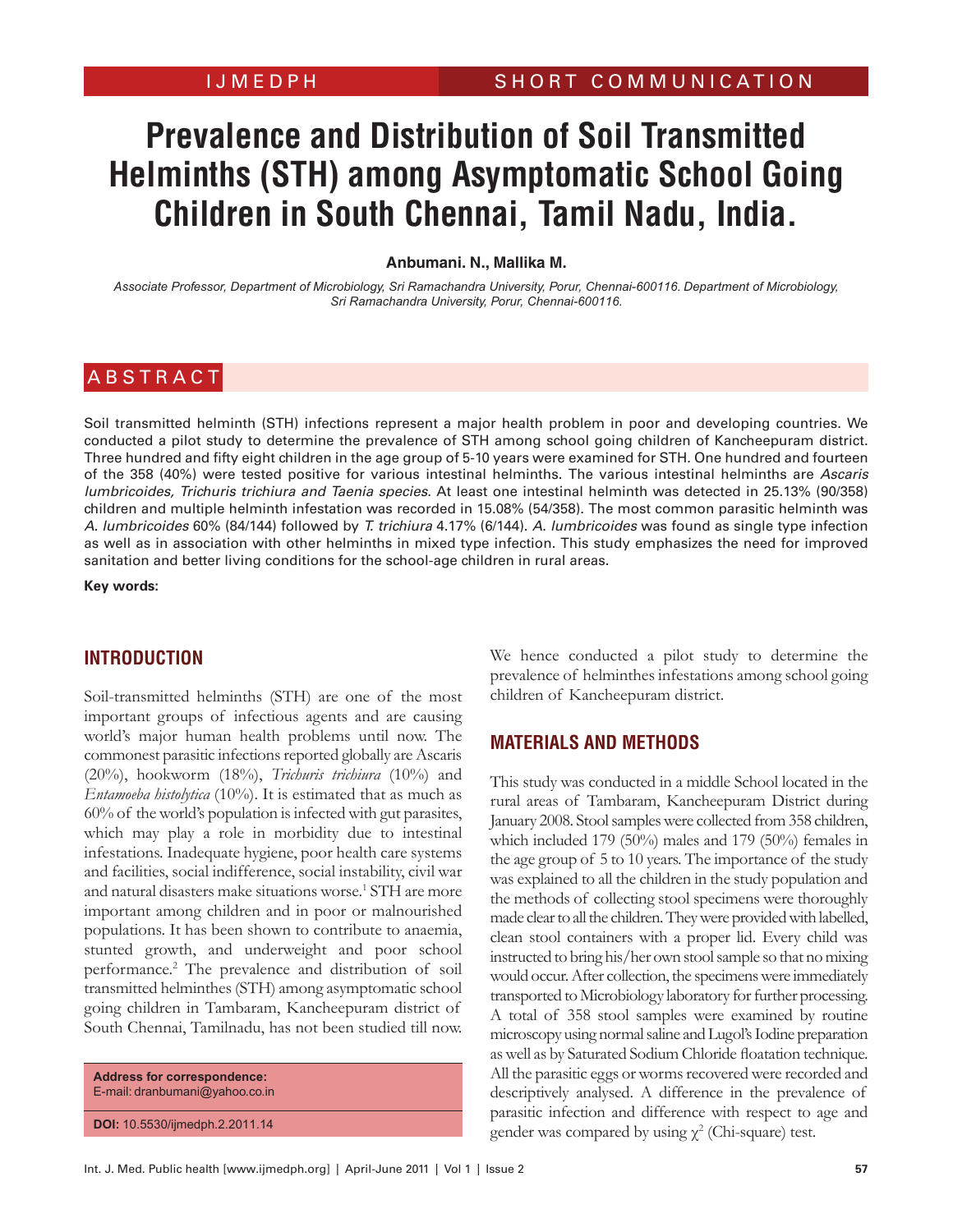IJMEDPH — SHORT COMMUNICATION

# Prevalence and Distribution of Soil Transmitted Helminths (STH) among Asymptomatic School Going Children in South Chennai, Tamil Nadu, India.

**Anbumani. N., Mallika M.**

*Associate Professor, Department of Microbiology, Sri Ramachandra University, Porur, Chennai-600116. Department of Microbiology, Sri Ramachandra University, Porur, Chennai-600116.*

## ABSTRACT

Soil transmitted helminth (STH) infections represent a major health problem in poor and developing countries. We conducted a pilot study to determine the prevalence of STH among school going children of Kancheepuram district. Three hundred and fifty eight children in the age group of 5-10 years were examined for STH. One hundred and fourteen of the 358 (40%) were tested positive for various intestinal helminths. The various intestinal helminths are *Ascaris lumbricoides, Trichuris trichiura and Taenia species*. At least one intestinal helminth was detected in 25.13% (90/358) children and multiple helminth infestation was recorded in 15.08% (54/358). The most common parasitic helminth was *A. lumbricoides* 60% (84/144) followed by *T. trichiura* 4.17% (6/144). *A. lumbricoides* was found as single type infection as well as in association with other helminths in mixed type infection. This study emphasizes the need for improved sanitation and better living conditions for the school-age children in rural areas.

**Key words:**

## INTRODUCTION

Soil-transmitted helminths (STH) are one of the most important groups of infectious agents and are causing world's major human health problems until now. The commonest parasitic infections reported globally are Ascaris (20%), hookworm (18%), *Trichuris trichiura* (10%) and *Entamoeba histolytica* (10%). It is estimated that as much as 60% of the world's population is infected with gut parasites, which may play a role in morbidity due to intestinal infestations. Inadequate hygiene, poor health care systems and facilities, social indifference, social instability, civil war and natural disasters make situations worse.[1] STH are more important among children and in poor or malnourished populations. It has been shown to contribute to anaemia, stunted growth, and underweight and poor school performance.[2] The prevalence and distribution of soil transmitted helminthes (STH) among asymptomatic school going children in Tambaram, Kancheepuram district of South Chennai, Tamilnadu, has not been studied till now.

We hence conducted a pilot study to determine the prevalence of helminthes infestations among school going children of Kancheepuram district.

**Address for correspondence:**
E-mail: dranbumani@yahoo.co.in

**DOI:** 10.5530/ijmedph.2.2011.14

## MATERIALS AND METHODS

This study was conducted in a middle School located in the rural areas of Tambaram, Kancheepuram District during January 2008. Stool samples were collected from 358 children, which included 179 (50%) males and 179 (50%) females in the age group of 5 to 10 years. The importance of the study was explained to all the children in the study population and the methods of collecting stool specimens were thoroughly made clear to all the children. They were provided with labelled, clean stool containers with a proper lid. Every child was instructed to bring his/her own stool sample so that no mixing would occur. After collection, the specimens were immediately transported to Microbiology laboratory for further processing. A total of 358 stool samples were examined by routine microscopy using normal saline and Lugol's Iodine preparation as well as by Saturated Sodium Chloride floatation technique. All the parasitic eggs or worms recovered were recorded and descriptively analysed. A difference in the prevalence of parasitic infection and difference with respect to age and gender was compared by using $\chi^2$ (Chi-square) test.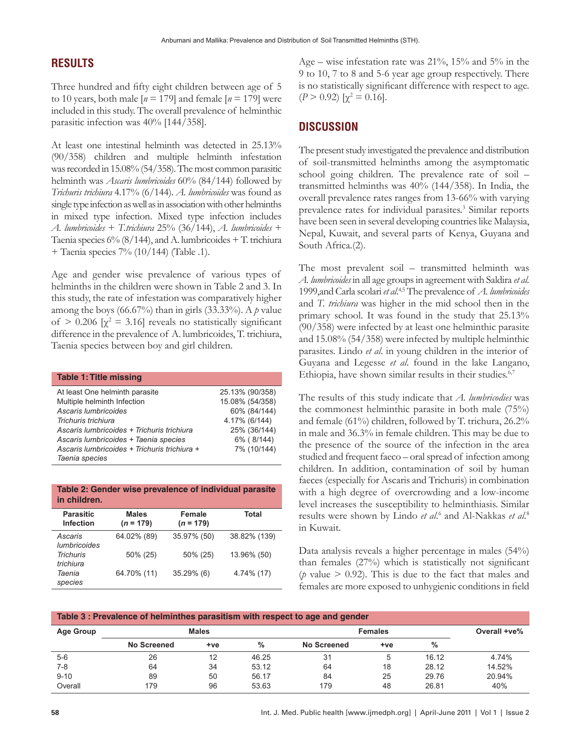## RESULTS

Three hundred and fifty eight children between age of 5 to 10 years, both male [*n* = 179] and female [*n* = 179] were included in this study. The overall prevalence of helminthic parasitic infection was 40% [144/358].

At least one intestinal helminth was detected in 25.13% (90/358) children and multiple helminth infestation was recorded in 15.08% (54/358). The most common parasitic helminth was *Ascaris lumbricoides* 60% (84/144) followed by *Trichuris trichiura* 4.17% (6/144). *A. lumbricoides* was found as single type infection as well as in association with other helminths in mixed type infection. Mixed type infection includes *A. lumbricoides* + *T.trichiura* 25% (36/144), *A. lumbricoides* + Taenia species 6% (8/144), and A. lumbricoides + T. trichiura + Taenia species 7% (10/144) (Table .1).

Age and gender wise prevalence of various types of helminths in the children were shown in Table 2 and 3. In this study, the rate of infestation was comparatively higher among the boys (66.67%) than in girls (33.33%). A *p* value of > 0.206 [$\chi^2$ = 3.16] reveals no statistically significant difference in the prevalence of A. lumbricoides, T. trichiura, Taenia species between boy and girl children.

**Table 1: Title missing**

| | |
|---|---|
| At least One helminth parasite | 25.13% (90/358) |
| Multiple helminth Infection | 15.08% (54/358) |
| *Ascaris lumbricoides* | 60% (84/144) |
| *Trichuris trichiura* | 4.17% (6/144) |
| *Ascaris lumbricoides + Trichuris trichiura* | 25% (36/144) |
| *Ascaris lumbricoides + Taenia species* | 6% ( 8/144) |
| *Ascaris lumbricoides + Trichuris trichiura + Taenia species* | 7% (10/144) |

**Table 2: Gender wise prevalence of individual parasite in children.**

| Parasitic Infection | Males (*n* = 179) | Female (*n* = 179) | Total |
|---|---|---|---|
| *Ascaris lumbricoides* | 64.02% (89) | 35.97% (50) | 38.82% (139) |
| *Trichuris trichiura* | 50% (25) | 50% (25) | 13.96% (50) |
| *Taenia species* | 64.70% (11) | 35.29% (6) | 4.74% (17) |

Age – wise infestation rate was 21%, 15% and 5% in the 9 to 10, 7 to 8 and 5-6 year age group respectively. There is no statistically significant difference with respect to age. ($P$ > 0.92) [$\chi^2$ = 0.16].

## DISCUSSION

The present study investigated the prevalence and distribution of soil-transmitted helminths among the asymptomatic school going children. The prevalence rate of soil – transmitted helminths was 40% (144/358). In India, the overall prevalence rates ranges from 13-66% with varying prevalence rates for individual parasites.[3] Similar reports have been seen in several developing countries like Malaysia, Nepal, Kuwait, and several parts of Kenya, Guyana and South Africa.(2).

The most prevalent soil – transmitted helminth was *A. lumbricoides* in all age groups in agreement with Saldira *et al.* 1999,and Carla scolari *et al.*[4,5] The prevalence of *A. lumbricoides* and *T. trichiura* was higher in the mid school then in the primary school. It was found in the study that 25.13% (90/358) were infected by at least one helminthic parasite and 15.08% (54/358) were infected by multiple helminthic parasites. Lindo *et al.* in young children in the interior of Guyana and Legesse *et al.* found in the lake Langano, Ethiopia, have shown similar results in their studies.[6,7]

The results of this study indicate that *A. lumbricodies* was the commonest helminthic parasite in both male (75%) and female (61%) children, followed by T. trichura, 26.2% in male and 36.3% in female children. This may be due to the presence of the source of the infection in the area studied and frequent faeco – oral spread of infection among children. In addition, contamination of soil by human faeces (especially for Ascaris and Trichuris) in combination with a high degree of overcrowding and a low-income level increases the susceptibility to helminthiasis. Similar results were shown by Lindo *et al.*[6] and Al-Nakkas *et al.*[8] in Kuwait.

Data analysis reveals a higher percentage in males (54%) than females (27%) which is statistically not significant ($p$ value > 0.92). This is due to the fact that males and females are more exposed to unhygienic conditions in field

**Table 3 : Prevalence of helminthes parasitism with respect to age and gender**

| Age Group | Males | | | Females | | | Overall +ve% |
|---|---|---|---|---|---|---|---|
| | No Screened | +ve | % | No Screened | +ve | % | |
| 5-6 | 26 | 12 | 46.25 | 31 | 5 | 16.12 | 4.74% |
| 7-8 | 64 | 34 | 53.12 | 64 | 18 | 28.12 | 14.52% |
| 9-10 | 89 | 50 | 56.17 | 84 | 25 | 29.76 | 20.94% |
| Overall | 179 | 96 | 53.63 | 179 | 48 | 26.81 | 40% |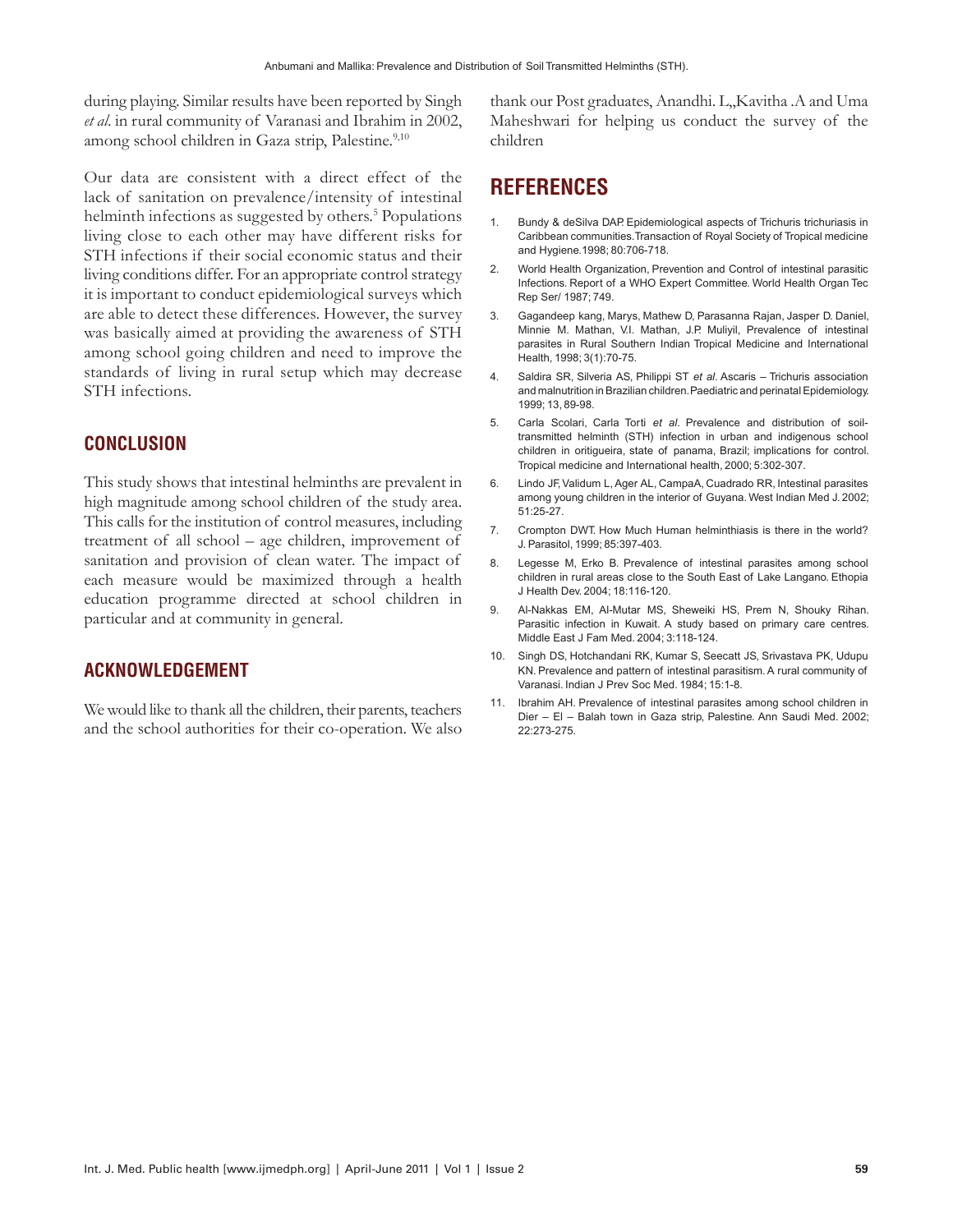during playing. Similar results have been reported by Singh *et al*. in rural community of Varanasi and Ibrahim in 2002, among school children in Gaza strip, Palestine.[9,10]

Our data are consistent with a direct effect of the lack of sanitation on prevalence/intensity of intestinal helminth infections as suggested by others.[5] Populations living close to each other may have different risks for STH infections if their social economic status and their living conditions differ. For an appropriate control strategy it is important to conduct epidemiological surveys which are able to detect these differences. However, the survey was basically aimed at providing the awareness of STH among school going children and need to improve the standards of living in rural setup which may decrease STH infections.

## CONCLUSION

This study shows that intestinal helminths are prevalent in high magnitude among school children of the study area. This calls for the institution of control measures, including treatment of all school – age children, improvement of sanitation and provision of clean water. The impact of each measure would be maximized through a health education programme directed at school children in particular and at community in general.

## ACKNOWLEDGEMENT

We would like to thank all the children, their parents, teachers and the school authorities for their co-operation. We also thank our Post graduates, Anandhi. L,,Kavitha .A and Uma Maheshwari for helping us conduct the survey of the children

## REFERENCES

1. Bundy & deSilva DAP. Epidemiological aspects of Trichuris trichuriasis in Caribbean communities.Transaction of Royal Society of Tropical medicine and Hygiene.1998; 80:706-718.
2. World Health Organization, Prevention and Control of intestinal parasitic Infections. Report of a WHO Expert Committee. World Health Organ Tec Rep Ser/ 1987; 749.
3. Gagandeep kang, Marys, Mathew D, Parasanna Rajan, Jasper D. Daniel, Minnie M. Mathan, V.I. Mathan, J.P. Muliyil, Prevalence of intestinal parasites in Rural Southern Indian Tropical Medicine and International Health, 1998; 3(1):70-75.
4. Saldira SR, Silveria AS, Philippi ST *et al*. Ascaris – Trichuris association and malnutrition in Brazilian children. Paediatric and perinatal Epidemiology. 1999; 13, 89-98.
5. Carla Scolari, Carla Torti *et al*. Prevalence and distribution of soil-transmitted helminth (STH) infection in urban and indigenous school children in oritigueira, state of panama, Brazil; implications for control. Tropical medicine and International health, 2000; 5:302-307.
6. Lindo JF, Validum L, Ager AL, CampaA, Cuadrado RR, Intestinal parasites among young children in the interior of Guyana. West Indian Med J. 2002; 51:25-27.
7. Crompton DWT. How Much Human helminthiasis is there in the world? J. Parasitol, 1999; 85:397-403.
8. Legesse M, Erko B. Prevalence of intestinal parasites among school children in rural areas close to the South East of Lake Langano. Ethopia J Health Dev. 2004; 18:116-120.
9. Al-Nakkas EM, Al-Mutar MS, Sheweiki HS, Prem N, Shouky Rihan. Parasitic infection in Kuwait. A study based on primary care centres. Middle East J Fam Med. 2004; 3:118-124.
10. Singh DS, Hotchandani RK, Kumar S, Seecatt JS, Srivastava PK, Udupu KN. Prevalence and pattern of intestinal parasitism. A rural community of Varanasi. Indian J Prev Soc Med. 1984; 15:1-8.
11. Ibrahim AH. Prevalence of intestinal parasites among school children in Dier – El – Balah town in Gaza strip, Palestine. Ann Saudi Med. 2002; 22:273-275.